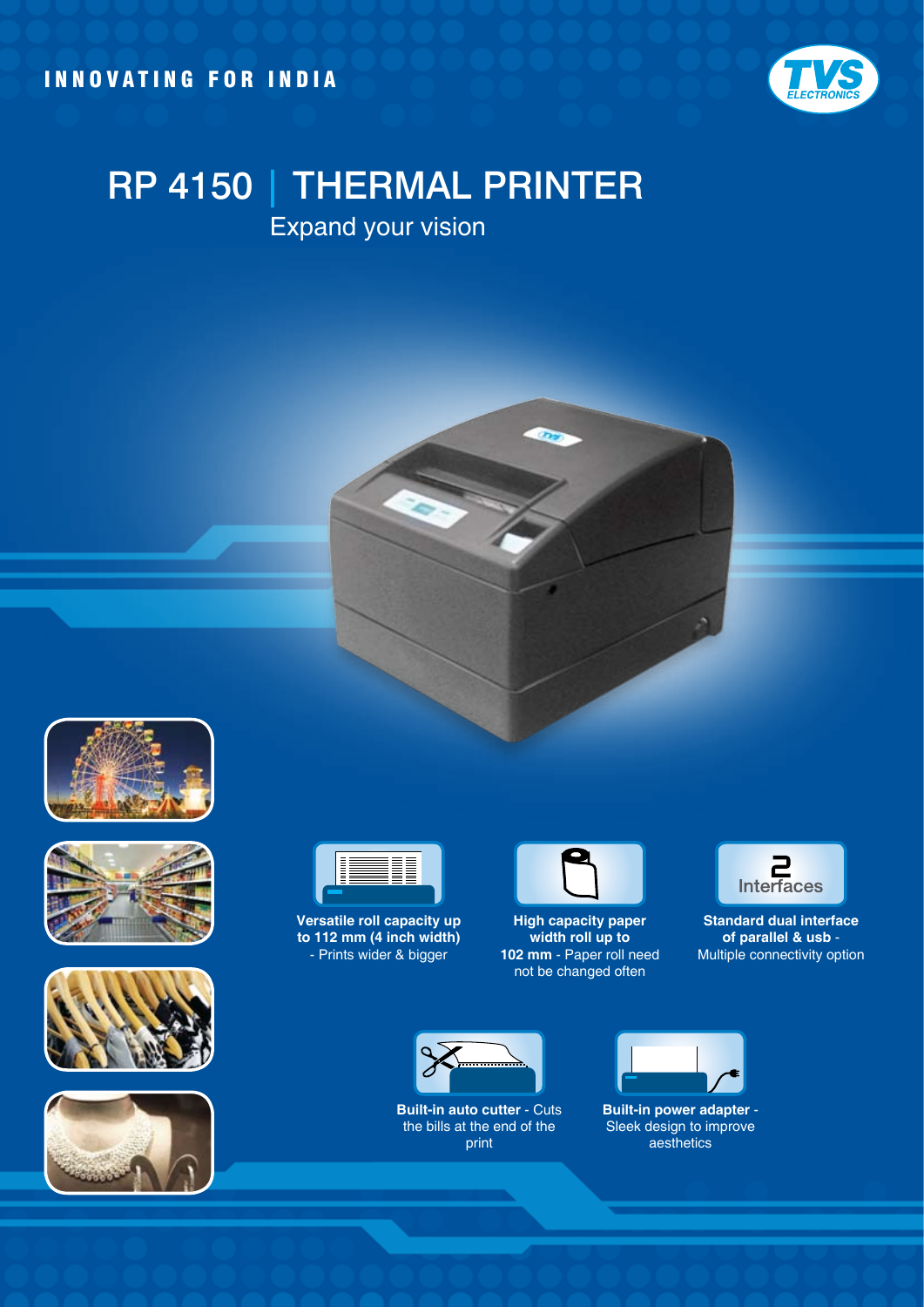INNOVATING FOR INDIA

TVS ELECTRONICS

# RP 4150 | THERMAL PRINTER

## Expand your vision

**Versatile roll capacity up to 112 mm (4 inch width)** - Prints wider & bigger

**High capacity paper width roll up to 102 mm** - Paper roll need not be changed often

2 Interfaces

**Standard dual interface of parallel & usb** - Multiple connectivity option

**Built-in auto cutter** - Cuts the bills at the end of the print

**Built-in power adapter** - Sleek design to improve aesthetics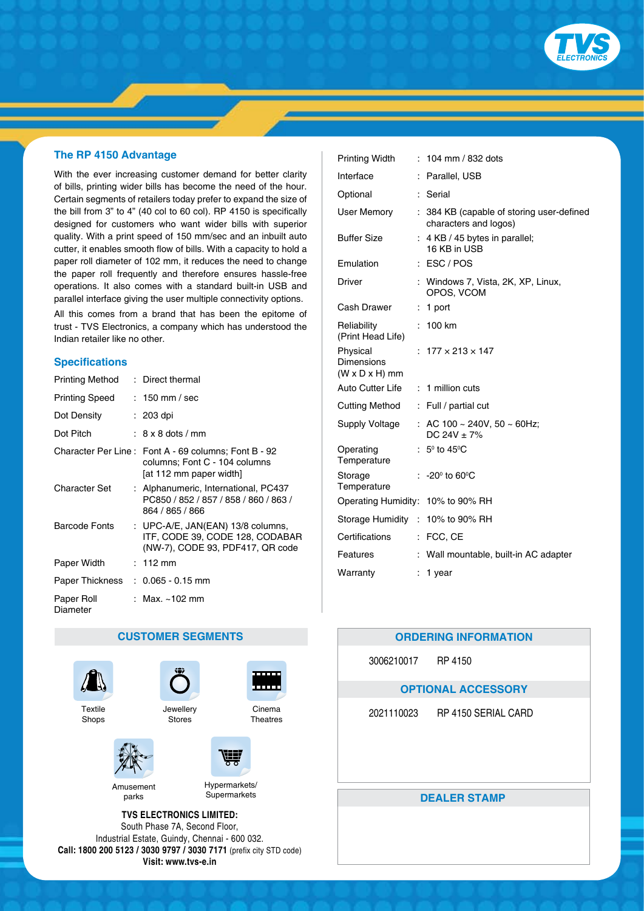## The RP 4150 Advantage

With the ever increasing customer demand for better clarity of bills, printing wider bills has become the need of the hour. Certain segments of retailers today prefer to expand the size of the bill from 3" to 4" (40 col to 60 col). RP 4150 is specifically designed for customers who want wider bills with superior quality. With a print speed of 150 mm/sec and an inbuilt auto cutter, it enables smooth flow of bills. With a capacity to hold a paper roll diameter of 102 mm, it reduces the need to change the paper roll frequently and therefore ensures hassle-free operations. It also comes with a standard built-in USB and parallel interface giving the user multiple connectivity options.

All this comes from a brand that has been the epitome of trust - TVS Electronics, a company which has understood the Indian retailer like no other.

## Specifications

| | |
|---|---|
| Printing Method | Direct thermal |
| Printing Speed | 150 mm / sec |
| Dot Density | 203 dpi |
| Dot Pitch | 8 x 8 dots / mm |
| Character Per Line | Font A - 69 columns; Font B - 92 columns; Font C - 104 columns [at 112 mm paper width] |
| Character Set | Alphanumeric, International, PC437 PC850 / 852 / 857 / 858 / 860 / 863 / 864 / 865 / 866 |
| Barcode Fonts | UPC-A/E, JAN(EAN) 13/8 columns, ITF, CODE 39, CODE 128, CODABAR (NW-7), CODE 93, PDF417, QR code |
| Paper Width | 112 mm |
| Paper Thickness | 0.065 - 0.15 mm |
| Paper Roll Diameter | Max. ~102 mm |
| Printing Width | 104 mm / 832 dots |
| Interface | Parallel, USB |
| Optional | Serial |
| User Memory | 384 KB (capable of storing user-defined characters and logos) |
| Buffer Size | 4 KB / 45 bytes in parallel; 16 KB in USB |
| Emulation | ESC / POS |
| Driver | Windows 7, Vista, 2K, XP, Linux, OPOS, VCOM |
| Cash Drawer | 1 port |
| Reliability (Print Head Life) | 100 km |
| Physical Dimensions (W x D x H) mm | 177 × 213 × 147 |
| Auto Cutter Life | 1 million cuts |
| Cutting Method | Full / partial cut |
| Supply Voltage | AC 100 ~ 240V, 50 ~ 60Hz; DC 24V ± 7% |
| Operating Temperature | 5° to 45°C |
| Storage Temperature | -20° to 60°C |
| Operating Humidity | 10% to 90% RH |
| Storage Humidity | 10% to 90% RH |
| Certifications | FCC, CE |
| Features | Wall mountable, built-in AC adapter |
| Warranty | 1 year |

## CUSTOMER SEGMENTS

- Textile Shops
- Jewellery Stores
- Cinema Theatres
- Amusement parks
- Hypermarkets/ Supermarkets

## ORDERING INFORMATION

3006210017 RP 4150

## OPTIONAL ACCESSORY

2021110023 RP 4150 SERIAL CARD

## DEALER STAMP

**TVS ELECTRONICS LIMITED:**
South Phase 7A, Second Floor,
Industrial Estate, Guindy, Chennai - 600 032.
**Call: 1800 200 5123 / 3030 9797 / 3030 7171** (prefix city STD code)
**Visit: www.tvs-e.in**